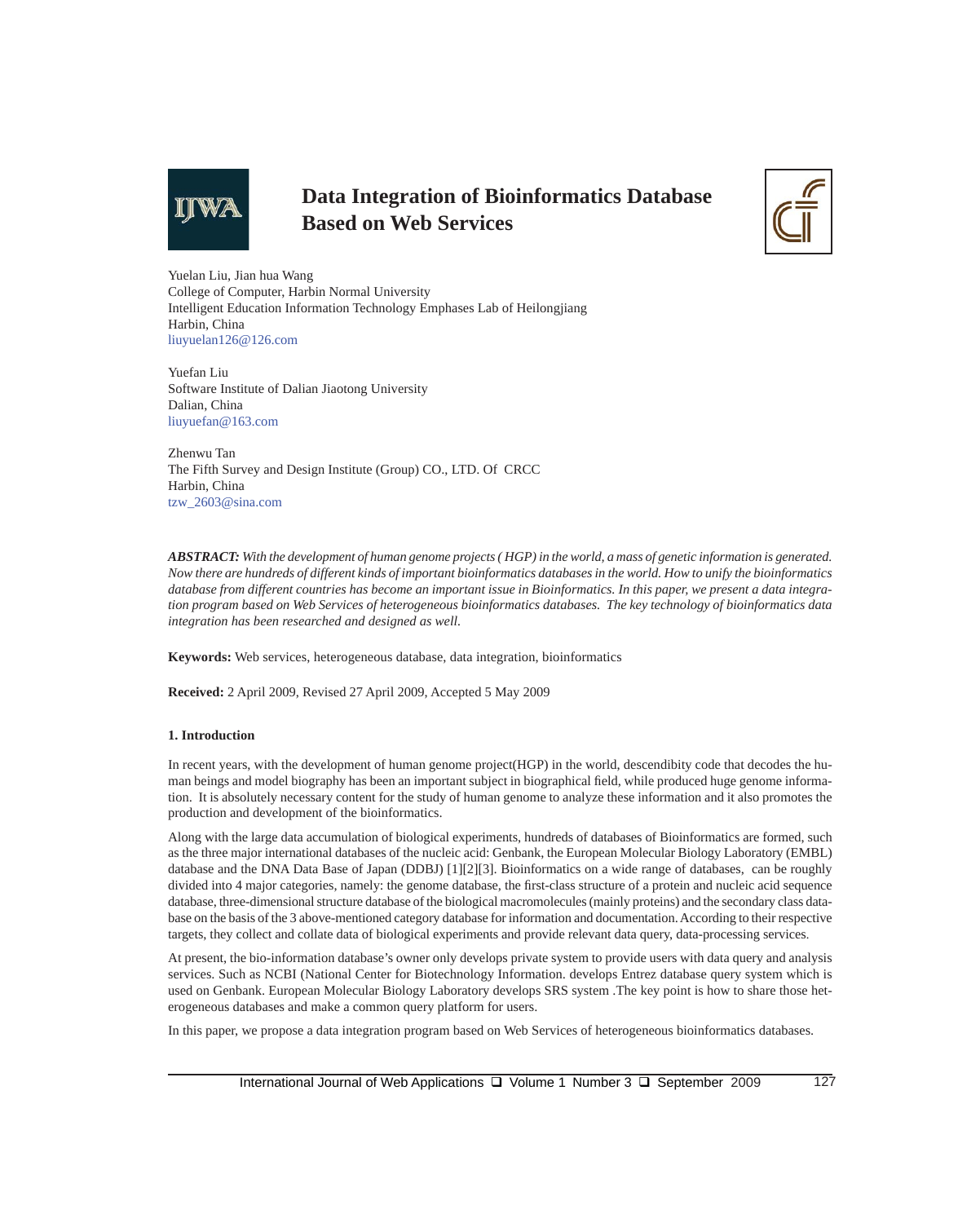# Data Integration of Bioinformatics Database Based on Web Services

Yuelan Liu, Jian hua Wang
College of Computer, Harbin Normal University
Intelligent Education Information Technology Emphases Lab of Heilongjiang
Harbin, China
liuyuelan126@126.com

Yuefan Liu
Software Institute of Dalian Jiaotong University
Dalian, China
liuyuefan@163.com

Zhenwu Tan
The Fifth Survey and Design Institute (Group) CO., LTD. Of CRCC
Harbin, China
tzw_2603@sina.com

***ABSTRACT:*** *With the development of human genome projects ( HGP) in the world, a mass of genetic information is generated. Now there are hundreds of different kinds of important bioinformatics databases in the world. How to unify the bioinformatics database from different countries has become an important issue in Bioinformatics. In this paper, we present a data integration program based on Web Services of heterogeneous bioinformatics databases. The key technology of bioinformatics data integration has been researched and designed as well.*

**Keywords:** Web services, heterogeneous database, data integration, bioinformatics

**Received:** 2 April 2009, Revised 27 April 2009, Accepted 5 May 2009

## 1. Introduction

In recent years, with the development of human genome project(HGP) in the world, descendibity code that decodes the human beings and model biography has been an important subject in biographical field, while produced huge genome information. It is absolutely necessary content for the study of human genome to analyze these information and it also promotes the production and development of the bioinformatics.

Along with the large data accumulation of biological experiments, hundreds of databases of Bioinformatics are formed, such as the three major international databases of the nucleic acid: Genbank, the European Molecular Biology Laboratory (EMBL) database and the DNA Data Base of Japan (DDBJ) [1][2][3]. Bioinformatics on a wide range of databases, can be roughly divided into 4 major categories, namely: the genome database, the first-class structure of a protein and nucleic acid sequence database, three-dimensional structure database of the biological macromolecules (mainly proteins) and the secondary class database on the basis of the 3 above-mentioned category database for information and documentation. According to their respective targets, they collect and collate data of biological experiments and provide relevant data query, data-processing services.

At present, the bio-information database's owner only develops private system to provide users with data query and analysis services. Such as NCBI (National Center for Biotechnology Information. develops Entrez database query system which is used on Genbank. European Molecular Biology Laboratory develops SRS system .The key point is how to share those heterogeneous databases and make a common query platform for users.

In this paper, we propose a data integration program based on Web Services of heterogeneous bioinformatics databases.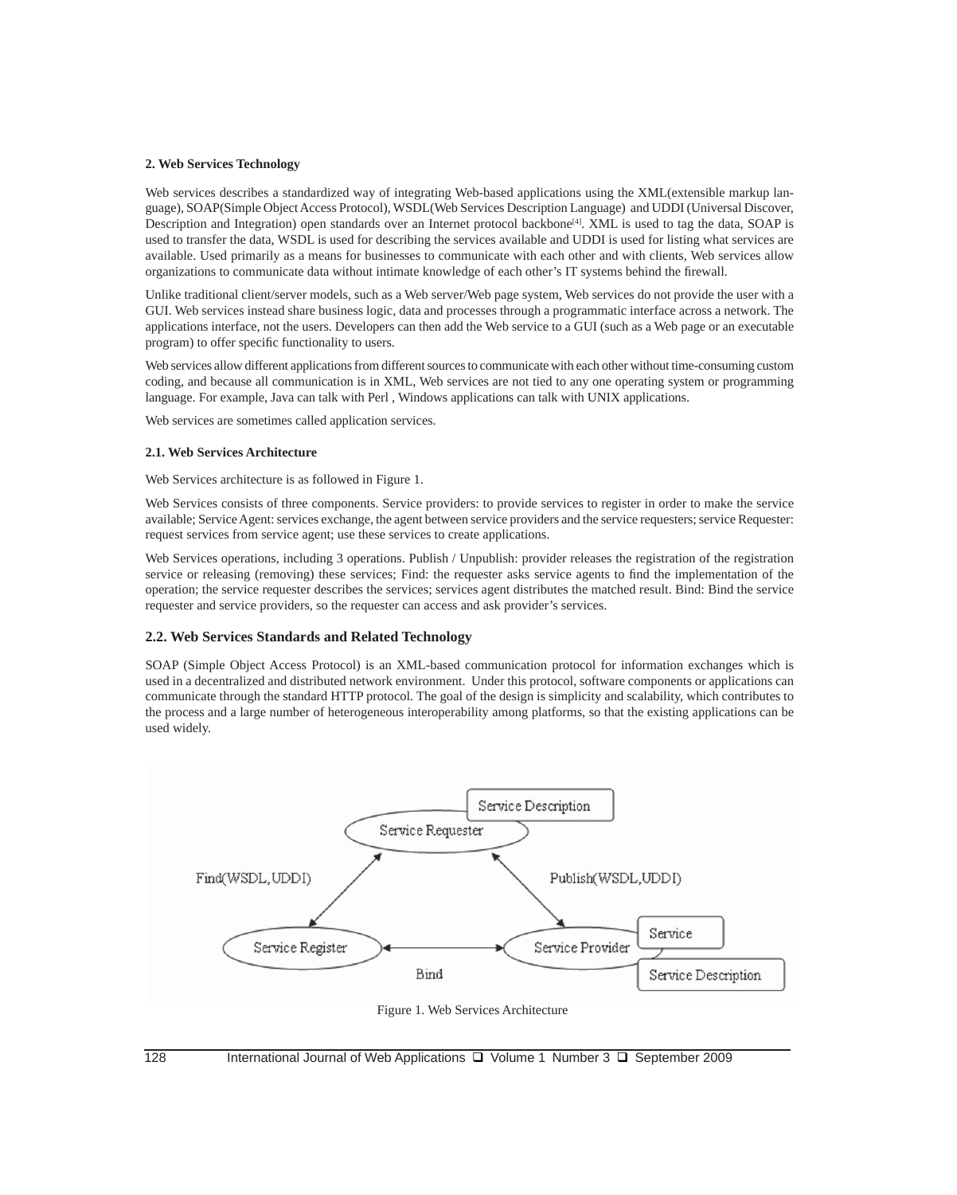### 2. Web Services Technology

Web services describes a standardized way of integrating Web-based applications using the XML(extensible markup language), SOAP(Simple Object Access Protocol), WSDL(Web Services Description Language) and UDDI (Universal Discover, Description and Integration) open standards over an Internet protocol backbone[4]. XML is used to tag the data, SOAP is used to transfer the data, WSDL is used for describing the services available and UDDI is used for listing what services are available. Used primarily as a means for businesses to communicate with each other and with clients, Web services allow organizations to communicate data without intimate knowledge of each other's IT systems behind the firewall.

Unlike traditional client/server models, such as a Web server/Web page system, Web services do not provide the user with a GUI. Web services instead share business logic, data and processes through a programmatic interface across a network. The applications interface, not the users. Developers can then add the Web service to a GUI (such as a Web page or an executable program) to offer specific functionality to users.

Web services allow different applications from different sources to communicate with each other without time-consuming custom coding, and because all communication is in XML, Web services are not tied to any one operating system or programming language. For example, Java can talk with Perl , Windows applications can talk with UNIX applications.

Web services are sometimes called application services.

#### 2.1. Web Services Architecture

Web Services architecture is as followed in Figure 1.

Web Services consists of three components. Service providers: to provide services to register in order to make the service available; Service Agent: services exchange, the agent between service providers and the service requesters; service Requester: request services from service agent; use these services to create applications.

Web Services operations, including 3 operations. Publish / Unpublish: provider releases the registration of the registration service or releasing (removing) these services; Find: the requester asks service agents to find the implementation of the operation; the service requester describes the services; services agent distributes the matched result. Bind: Bind the service requester and service providers, so the requester can access and ask provider's services.

#### 2.2. Web Services Standards and Related Technology

SOAP (Simple Object Access Protocol) is an XML-based communication protocol for information exchanges which is used in a decentralized and distributed network environment. Under this protocol, software components or applications can communicate through the standard HTTP protocol. The goal of the design is simplicity and scalability, which contributes to the process and a large number of heterogeneous interoperability among platforms, so that the existing applications can be used widely.

Figure 1. Web Services Architecture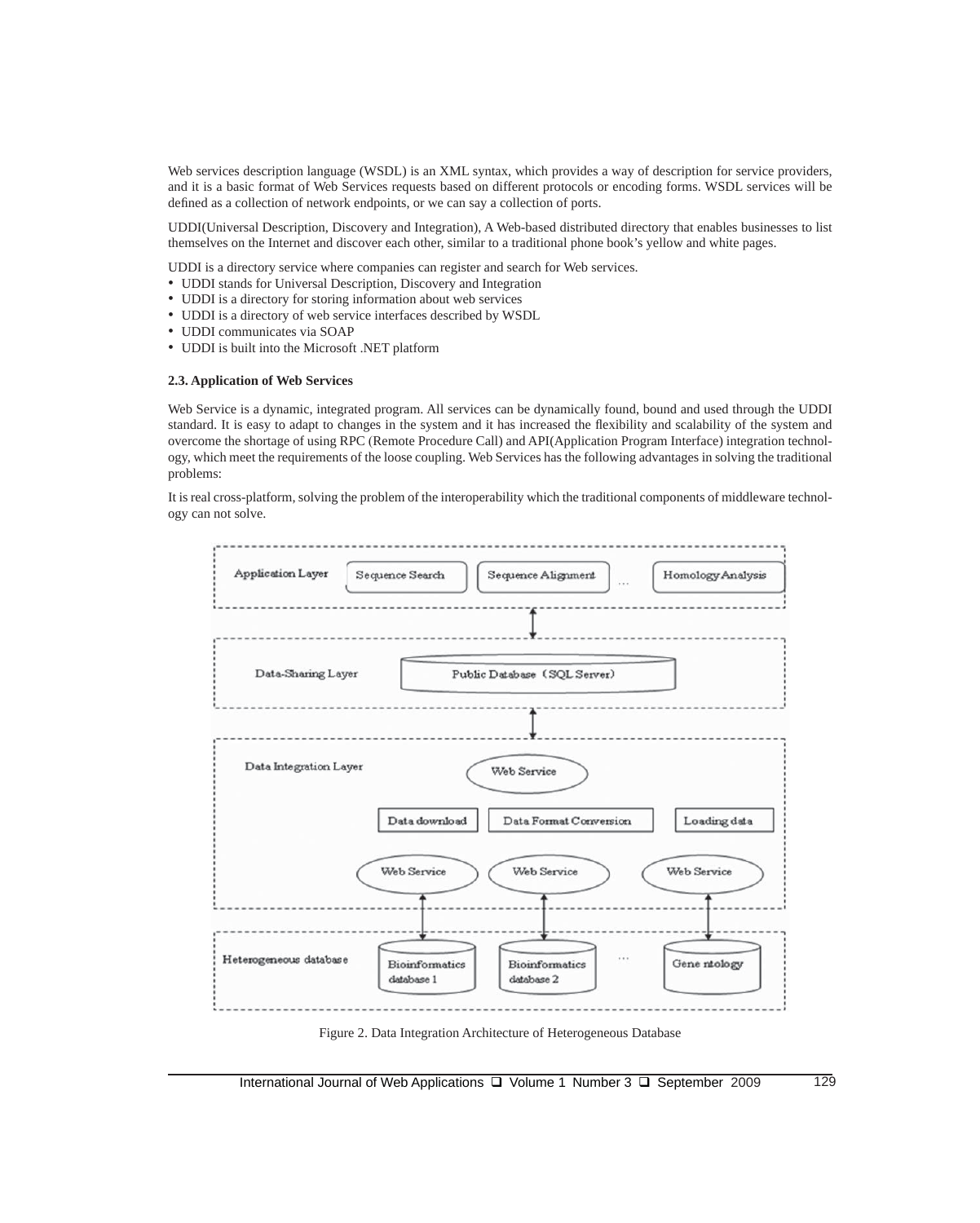Web services description language (WSDL) is an XML syntax, which provides a way of description for service providers, and it is a basic format of Web Services requests based on different protocols or encoding forms. WSDL services will be defined as a collection of network endpoints, or we can say a collection of ports.

UDDI(Universal Description, Discovery and Integration), A Web-based distributed directory that enables businesses to list themselves on the Internet and discover each other, similar to a traditional phone book's yellow and white pages.

UDDI is a directory service where companies can register and search for Web services.

- UDDI stands for Universal Description, Discovery and Integration
- UDDI is a directory for storing information about web services
- UDDI is a directory of web service interfaces described by WSDL
- UDDI communicates via SOAP
- UDDI is built into the Microsoft .NET platform

### 2.3. Application of Web Services

Web Service is a dynamic, integrated program. All services can be dynamically found, bound and used through the UDDI standard. It is easy to adapt to changes in the system and it has increased the flexibility and scalability of the system and overcome the shortage of using RPC (Remote Procedure Call) and API(Application Program Interface) integration technology, which meet the requirements of the loose coupling. Web Services has the following advantages in solving the traditional problems:

It is real cross-platform, solving the problem of the interoperability which the traditional components of middleware technology can not solve.

Figure 2. Data Integration Architecture of Heterogeneous Database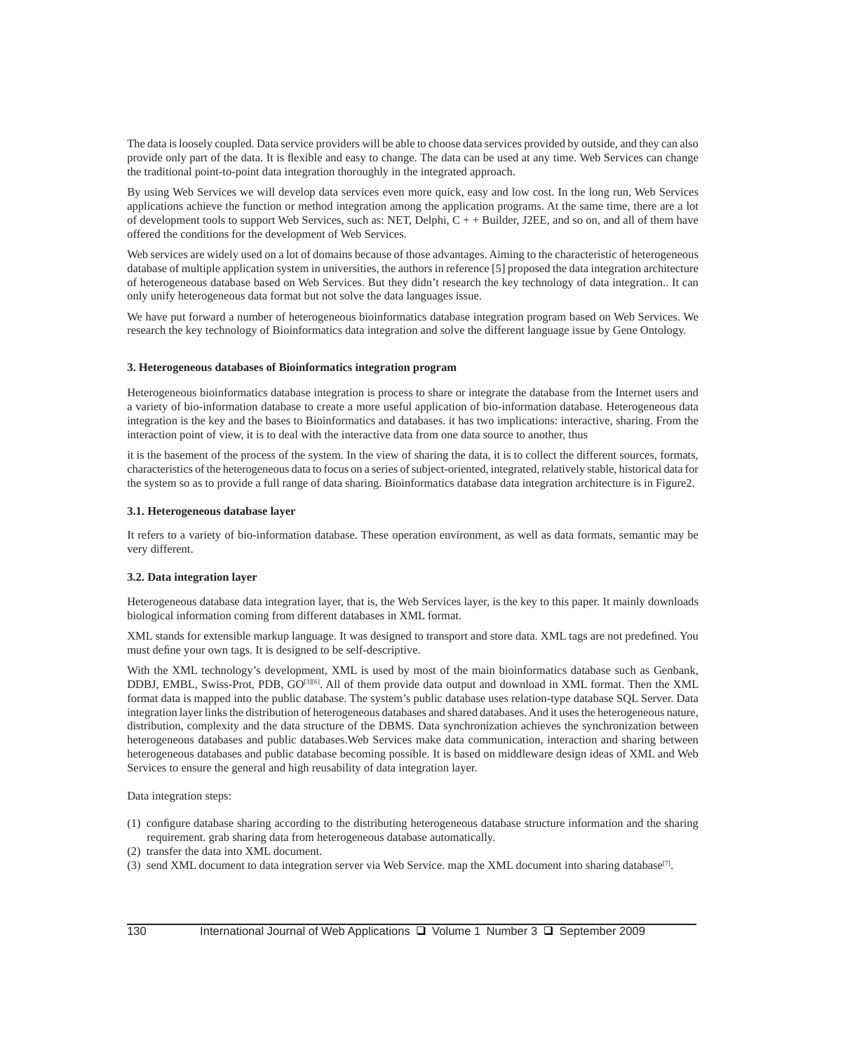The data is loosely coupled. Data service providers will be able to choose data services provided by outside, and they can also provide only part of the data. It is flexible and easy to change. The data can be used at any time. Web Services can change the traditional point-to-point data integration thoroughly in the integrated approach.

By using Web Services we will develop data services even more quick, easy and low cost. In the long run, Web Services applications achieve the function or method integration among the application programs. At the same time, there are a lot of development tools to support Web Services, such as: NET, Delphi, C + + Builder, J2EE, and so on, and all of them have offered the conditions for the development of Web Services.

Web services are widely used on a lot of domains because of those advantages. Aiming to the characteristic of heterogeneous database of multiple application system in universities, the authors in reference [5] proposed the data integration architecture of heterogeneous database based on Web Services. But they didn't research the key technology of data integration.. It can only unify heterogeneous data format but not solve the data languages issue.

We have put forward a number of heterogeneous bioinformatics database integration program based on Web Services. We research the key technology of Bioinformatics data integration and solve the different language issue by Gene Ontology.

### 3. Heterogeneous databases of Bioinformatics integration program

Heterogeneous bioinformatics database integration is process to share or integrate the database from the Internet users and a variety of bio-information database to create a more useful application of bio-information database. Heterogeneous data integration is the key and the bases to Bioinformatics and databases. it has two implications: interactive, sharing. From the interaction point of view, it is to deal with the interactive data from one data source to another, thus

it is the basement of the process of the system. In the view of sharing the data, it is to collect the different sources, formats, characteristics of the heterogeneous data to focus on a series of subject-oriented, integrated, relatively stable, historical data for the system so as to provide a full range of data sharing. Bioinformatics database data integration architecture is in Figure2.

#### 3.1. Heterogeneous database layer

It refers to a variety of bio-information database. These operation environment, as well as data formats, semantic may be very different.

#### 3.2. Data integration layer

Heterogeneous database data integration layer, that is, the Web Services layer, is the key to this paper. It mainly downloads biological information coming from different databases in XML format.

XML stands for extensible markup language. It was designed to transport and store data. XML tags are not predefined. You must define your own tags. It is designed to be self-descriptive.

With the XML technology's development, XML is used by most of the main bioinformatics database such as Genbank, DDBJ, EMBL, Swiss-Prot, PDB, GO[3][6]. All of them provide data output and download in XML format. Then the XML format data is mapped into the public database. The system's public database uses relation-type database SQL Server. Data integration layer links the distribution of heterogeneous databases and shared databases. And it uses the heterogeneous nature, distribution, complexity and the data structure of the DBMS. Data synchronization achieves the synchronization between heterogeneous databases and public databases.Web Services make data communication, interaction and sharing between heterogeneous databases and public database becoming possible. It is based on middleware design ideas of XML and Web Services to ensure the general and high reusability of data integration layer.

Data integration steps:

(1) configure database sharing according to the distributing heterogeneous database structure information and the sharing requirement. grab sharing data from heterogeneous database automatically.
(2) transfer the data into XML document.
(3) send XML document to data integration server via Web Service. map the XML document into sharing database[7].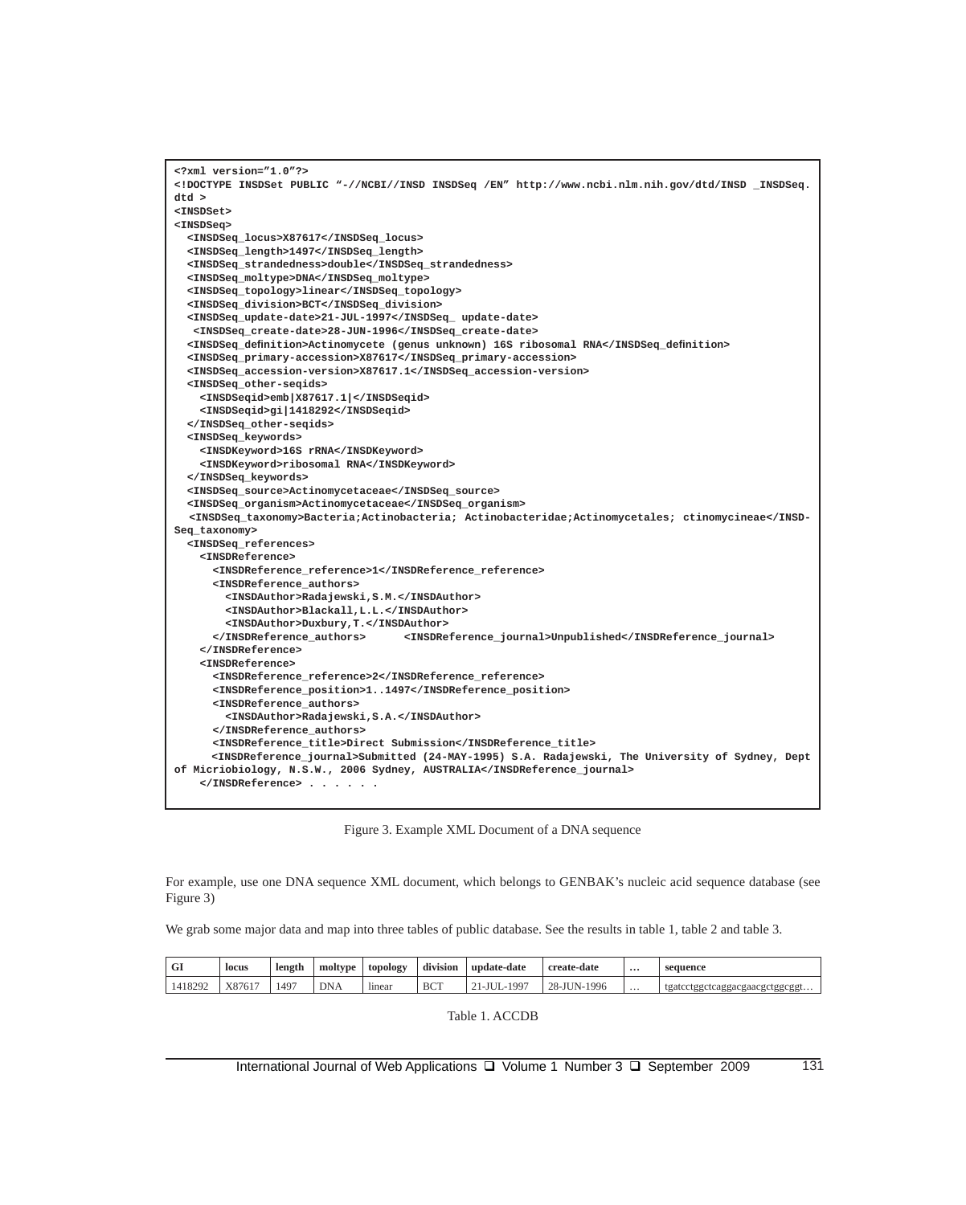```
<?xml version="1.0"?>
<!DOCTYPE INSDSet PUBLIC "-//NCBI//INSD INSDSeq /EN" http://www.ncbi.nlm.nih.gov/dtd/INSD _INSDSeq.
dtd >
<INSDSet>
<INSDSeq>
  <INSDSeq_locus>X87617</INSDSeq_locus>
  <INSDSeq_length>1497</INSDSeq_length>
  <INSDSeq_strandedness>double</INSDSeq_strandedness>
  <INSDSeq_moltype>DNA</INSDSeq_moltype>
  <INSDSeq_topology>linear</INSDSeq_topology>
  <INSDSeq_division>BCT</INSDSeq_division>
  <INSDSeq_update-date>21-JUL-1997</INSDSeq_ update-date>
   <INSDSeq_create-date>28-JUN-1996</INSDSeq_create-date>
  <INSDSeq_definition>Actinomycete (genus unknown) 16S ribosomal RNA</INSDSeq_definition>
  <INSDSeq_primary-accession>X87617</INSDSeq_primary-accession>
  <INSDSeq_accession-version>X87617.1</INSDSeq_accession-version>
  <INSDSeq_other-seqids>
    <INSDSeqid>emb|X87617.1|</INSDSeqid>
    <INSDSeqid>gi|1418292</INSDSeqid>
  </INSDSeq_other-seqids>
  <INSDSeq_keywords>
    <INSDKeyword>16S rRNA</INSDKeyword>
    <INSDKeyword>ribosomal RNA</INSDKeyword>
  </INSDSeq_keywords>
  <INSDSeq_source>Actinomycetaceae</INSDSeq_source>
  <INSDSeq_organism>Actinomycetaceae</INSDSeq_organism>
   <INSDSeq_taxonomy>Bacteria;Actinobacteria; Actinobacteridae;Actinomycetales; ctinomycineae</INSD-
Seq_taxonomy>
  <INSDSeq_references>
    <INSDReference>
      <INSDReference_reference>1</INSDReference_reference>
      <INSDReference_authors>
        <INSDAuthor>Radajewski,S.M.</INSDAuthor>
        <INSDAuthor>Blackall,L.L.</INSDAuthor>
        <INSDAuthor>Duxbury,T.</INSDAuthor>
      </INSDReference_authors>      <INSDReference_journal>Unpublished</INSDReference_journal>
    </INSDReference>
    <INSDReference>
      <INSDReference_reference>2</INSDReference_reference>
      <INSDReference_position>1..1497</INSDReference_position>
      <INSDReference_authors>
        <INSDAuthor>Radajewski,S.A.</INSDAuthor>
      </INSDReference_authors>
      <INSDReference_title>Direct Submission</INSDReference_title>
      <INSDReference_journal>Submitted (24-MAY-1995) S.A. Radajewski, The University of Sydney, Dept
of Micriobiology, N.S.W., 2006 Sydney, AUSTRALIA</INSDReference_journal>
    </INSDReference> . . . . . .
```

Figure 3. Example XML Document of a DNA sequence

For example, use one DNA sequence XML document, which belongs to GENBAK's nucleic acid sequence database (see Figure 3)

We grab some major data and map into three tables of public database. See the results in table 1, table 2 and table 3.

| GI | locus | length | moltype | topology | division | update-date | create-date | … | sequence |
|---|---|---|---|---|---|---|---|---|---|
| 1418292 | X87617 | 1497 | DNA | linear | BCT | 21-JUL-1997 | 28-JUN-1996 | … | tgatcctggctcaggacgaacgctggcggt… |

Table 1. ACCDB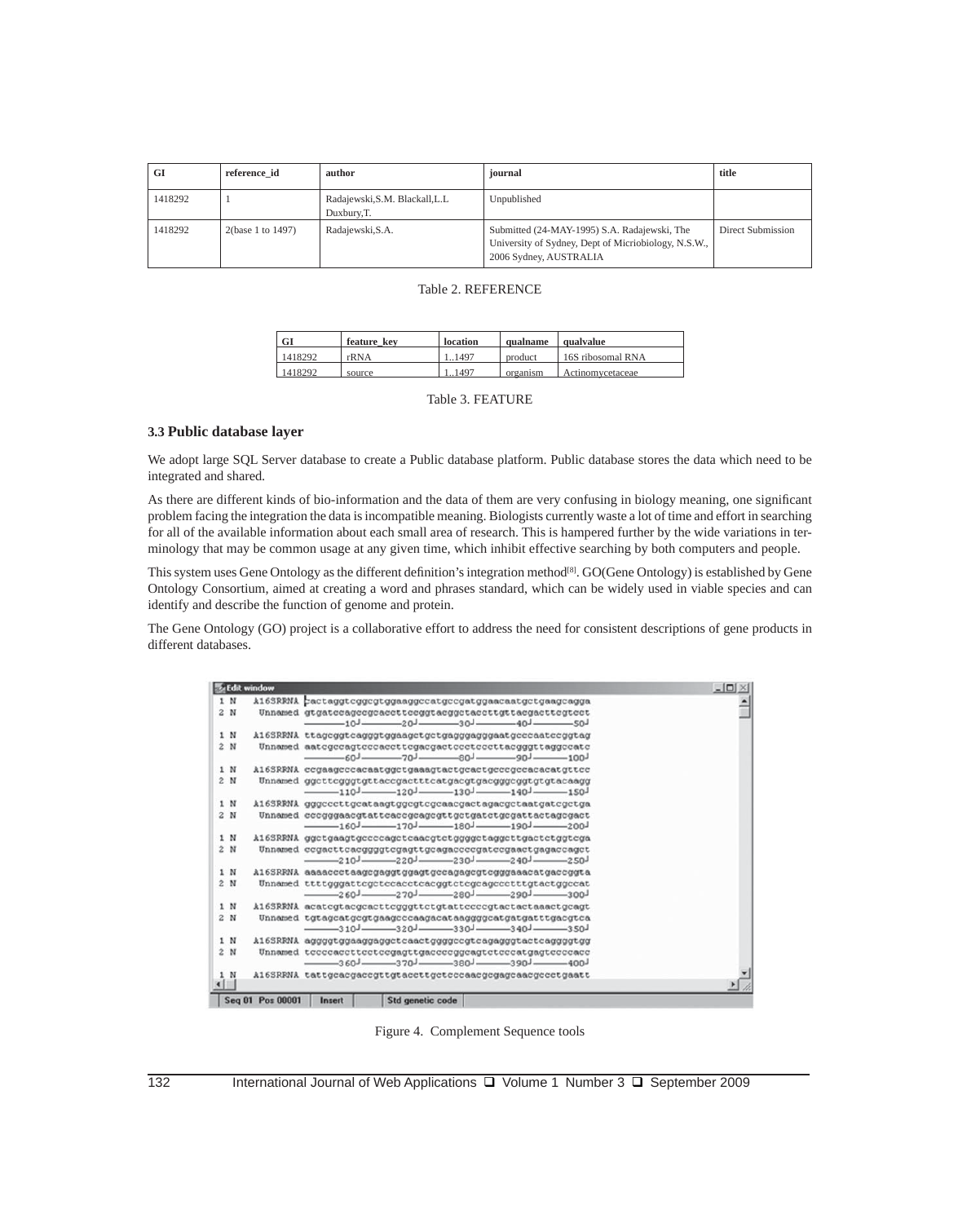| GI | reference_id | author | journal | title |
| --- | --- | --- | --- | --- |
| 1418292 | 1 | Radajewski,S.M. Blackall,L.L Duxbury,T. | Unpublished | |
| 1418292 | 2(base 1 to 1497) | Radajewski,S.A. | Submitted (24-MAY-1995) S.A. Radajewski, The University of Sydney, Dept of Micriobiology, N.S.W., 2006 Sydney, AUSTRALIA | Direct Submission |

Table 2. REFERENCE

| GI | feature_key | location | qualname | qualvalue |
| --- | --- | --- | --- | --- |
| 1418292 | rRNA | 1..1497 | product | 16S ribosomal RNA |
| 1418292 | source | 1..1497 | organism | Actinomycetaceae |

Table 3. FEATURE

### 3.3 Public database layer

We adopt large SQL Server database to create a Public database platform. Public database stores the data which need to be integrated and shared.

As there are different kinds of bio-information and the data of them are very confusing in biology meaning, one significant problem facing the integration the data is incompatible meaning. Biologists currently waste a lot of time and effort in searching for all of the available information about each small area of research. This is hampered further by the wide variations in terminology that may be common usage at any given time, which inhibit effective searching by both computers and people.

This system uses Gene Ontology as the different definition's integration method[8]. GO(Gene Ontology) is established by Gene Ontology Consortium, aimed at creating a word and phrases standard, which can be widely used in viable species and can identify and describe the function of genome and protein.

The Gene Ontology (GO) project is a collaborative effort to address the need for consistent descriptions of gene products in different databases.

```
Edit window
1 N   A16SRRNA cactaggtcggcgtggaaggccatgccgatggaacaatgctgaagcagga
2 N   Unnamed  gtgatccagccgcaccttccggtacggctaccttgttacgacttcgtcct
                        10        20        30        40        50
1 N   A16SRRNA ttagcggtcagggtggaagctgctgagggagggaatgcccaatccggtag
2 N   Unnamed  aatcgccagtcccaccttcgacgactccctcccttacgggttaggccatc
                        60        70        80        90       100
1 N   A16SRRNA ccgaagcccacaatggctgaaagtactgcactgcccgccacacatgttcc
2 N   Unnamed  ggcttcgggtgttaccgactttcatgacgtgacgggcggtgtgtacaagg
                       110       120       130       140       150
1 N   A16SRRNA gggcccttgcataagtggcgtcgcaacgactagacgctaatgatcgctga
2 N   Unnamed  cccgggaacgtattcaccgcagcgttgctgatctgcgattactagcgact
                       160       170       180       190       200
1 N   A16SRRNA ggctgaagtgccccagctcaacgtctggggctaggcttgactctggtcga
2 N   Unnamed  ccgacttcacggggtcgagttgcagaccccgatccgaactgagaccagct
                       210       220       230       240       250
1 N   A16SRRNA aaaaccctaagcgaggtggagtgccagagcgtcgggaaacatgaccggta
2 N   Unnamed  ttttgggattcgctccacctcacggtctcgcagccctttgtactggccat
                       260       270       280       290       300
1 N   A16SRRNA acatcgtacgcacttcgggttctgtattccccgtactactaaactgcagt
2 N   Unnamed  tgtagcatgcgtgaagcccaagacataaggggcatgatgatttgacgtca
                       310       320       330       340       350
1 N   A16SRRNA aggggtggaaggaggctcaactggggccgtcagagggtactcaggggtgg
2 N   Unnamed  tccccaccttcctccgagttgaccccggcagtctcccatgagtccccacc
                       360       370       380       390       400
1 N   A16SRRNA tattgcacgaccgttgtaccttgctcccaacgcgagcaacgccctgaatt
Seq 01  Pos 00001   Insert   Std genetic code
```

Figure 4. Complement Sequence tools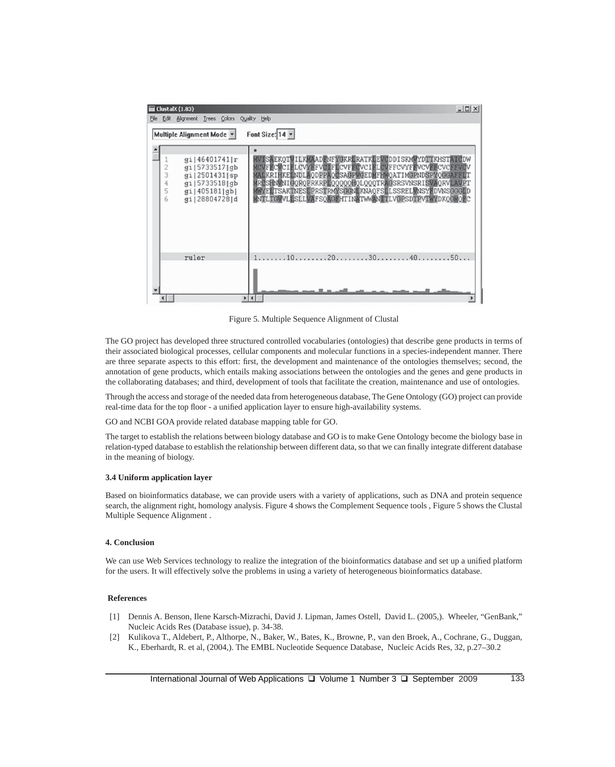Figure 5. Multiple Sequence Alignment of Clustal

The GO project has developed three structured controlled vocabularies (ontologies) that describe gene products in terms of their associated biological processes, cellular components and molecular functions in a species-independent manner. There are three separate aspects to this effort: first, the development and maintenance of the ontologies themselves; second, the annotation of gene products, which entails making associations between the ontologies and the genes and gene products in the collaborating databases; and third, development of tools that facilitate the creation, maintenance and use of ontologies.

Through the access and storage of the needed data from heterogeneous database, The Gene Ontology (GO) project can provide real-time data for the top floor - a unified application layer to ensure high-availability systems.

GO and NCBI GOA provide related database mapping table for GO.

The target to establish the relations between biology database and GO is to make Gene Ontology become the biology base in relation-typed database to establish the relationship between different data, so that we can finally integrate different database in the meaning of biology.

### 3.4 Uniform application layer

Based on bioinformatics database, we can provide users with a variety of applications, such as DNA and protein sequence search, the alignment right, homology analysis. Figure 4 shows the Complement Sequence tools , Figure 5 shows the Clustal Multiple Sequence Alignment .

## 4. Conclusion

We can use Web Services technology to realize the integration of the bioinformatics database and set up a unified platform for the users. It will effectively solve the problems in using a variety of heterogeneous bioinformatics database.

## References

[1] Dennis A. Benson, Ilene Karsch-Mizrachi, David J. Lipman, James Ostell, David L. (2005,). Wheeler, "GenBank," Nucleic Acids Res (Database issue), p. 34-38.

[2] Kulikova T., Aldebert, P., Althorpe, N., Baker, W., Bates, K., Browne, P., van den Broek, A., Cochrane, G., Duggan, K., Eberhardt, R. et al, (2004,). The EMBL Nucleotide Sequence Database, Nucleic Acids Res, 32, p.27–30.2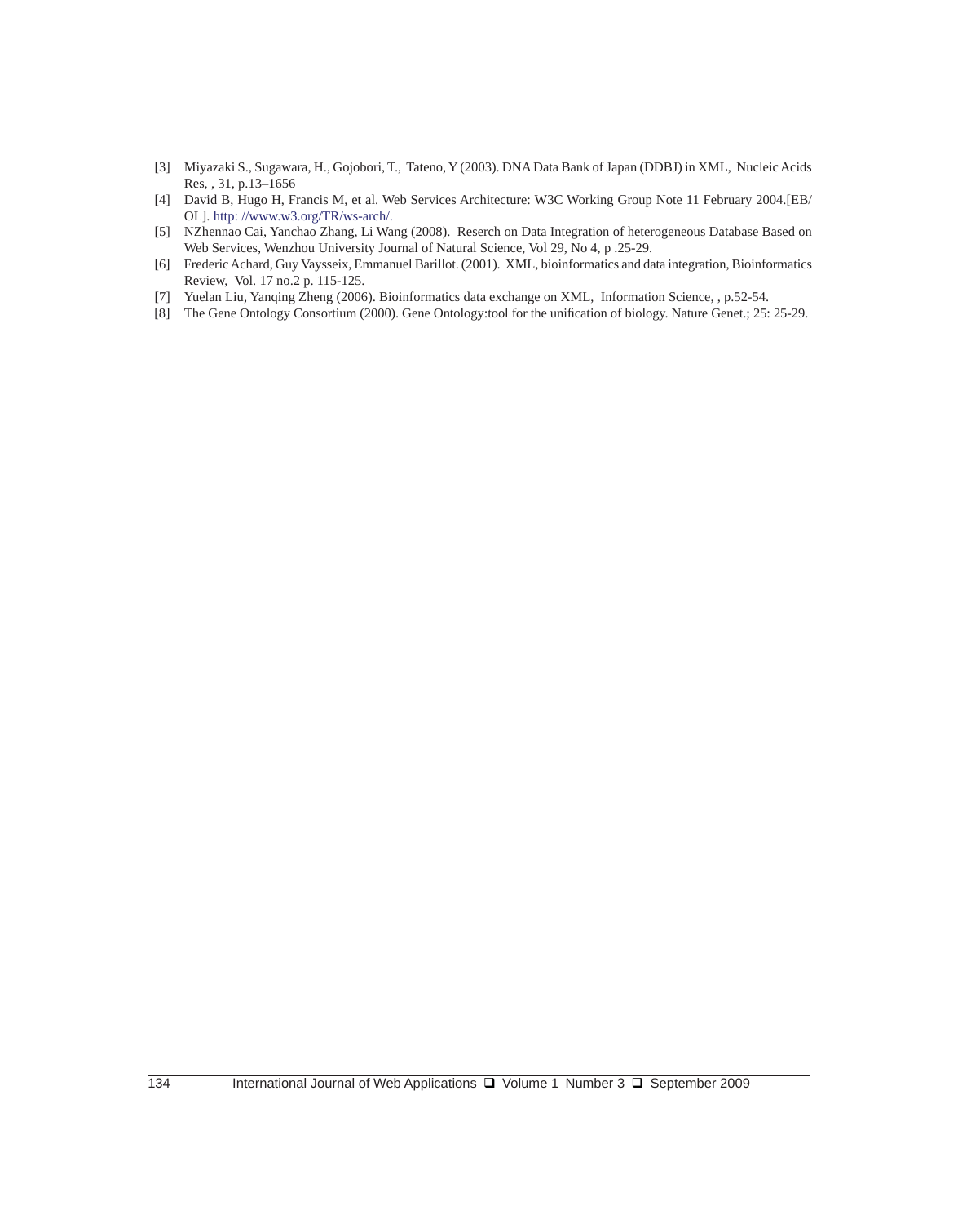[3] Miyazaki S., Sugawara, H., Gojobori, T., Tateno, Y (2003). DNA Data Bank of Japan (DDBJ) in XML, Nucleic Acids Res, , 31, p.13–1656

[4] David B, Hugo H, Francis M, et al. Web Services Architecture: W3C Working Group Note 11 February 2004.[EB/OL]. http: //www.w3.org/TR/ws-arch/.

[5] NZhennao Cai, Yanchao Zhang, Li Wang (2008). Reserch on Data Integration of heterogeneous Database Based on Web Services, Wenzhou University Journal of Natural Science, Vol 29, No 4, p .25-29.

[6] Frederic Achard, Guy Vaysseix, Emmanuel Barillot. (2001). XML, bioinformatics and data integration, Bioinformatics Review, Vol. 17 no.2 p. 115-125.

[7] Yuelan Liu, Yanqing Zheng (2006). Bioinformatics data exchange on XML, Information Science, , p.52-54.

[8] The Gene Ontology Consortium (2000). Gene Ontology:tool for the unification of biology. Nature Genet.; 25: 25-29.